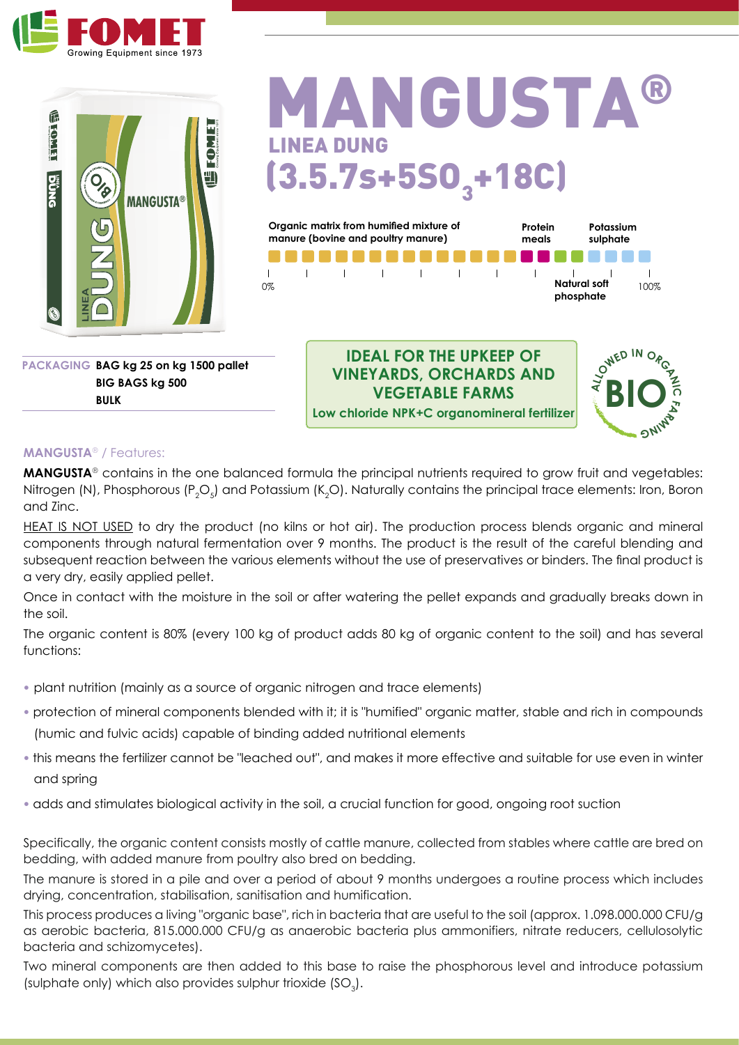# MANGUSTA®

## LINEA DUNG

## (3.5.7s+5$SO_3$+18C)

Organic matrix from humified mixture of manure (bovine and poultry manure) | Protein meals | Potassium sulphate | Natural soft phosphate

0% — 100%

**PACKAGING** **BAG kg 25 on kg 1500 pallet**
**BIG BAGS kg 500**
**BULK**

**IDEAL FOR THE UPKEEP OF VINEYARDS, ORCHARDS AND VEGETABLE FARMS**

**Low chloride NPK+C organomineral fertilizer**

ALLOWED IN ORGANIC FARMING — BIO

### MANGUSTA® / Features:

**MANGUSTA**® contains in the one balanced formula the principal nutrients required to grow fruit and vegetables: Nitrogen (N), Phosphorous ($P_2O_5$) and Potassium ($K_2O$). Naturally contains the principal trace elements: Iron, Boron and Zinc.

HEAT IS NOT USED to dry the product (no kilns or hot air). The production process blends organic and mineral components through natural fermentation over 9 months. The product is the result of the careful blending and subsequent reaction between the various elements without the use of preservatives or binders. The final product is a very dry, easily applied pellet.

Once in contact with the moisture in the soil or after watering the pellet expands and gradually breaks down in the soil.

The organic content is 80% (every 100 kg of product adds 80 kg of organic content to the soil) and has several functions:

- plant nutrition (mainly as a source of organic nitrogen and trace elements)
- protection of mineral components blended with it; it is "humified" organic matter, stable and rich in compounds (humic and fulvic acids) capable of binding added nutritional elements
- this means the fertilizer cannot be "leached out", and makes it more effective and suitable for use even in winter and spring
- adds and stimulates biological activity in the soil, a crucial function for good, ongoing root suction

Specifically, the organic content consists mostly of cattle manure, collected from stables where cattle are bred on bedding, with added manure from poultry also bred on bedding.

The manure is stored in a pile and over a period of about 9 months undergoes a routine process which includes drying, concentration, stabilisation, sanitisation and humification.

This process produces a living "organic base", rich in bacteria that are useful to the soil (approx. 1.098.000.000 CFU/g as aerobic bacteria, 815.000.000 CFU/g as anaerobic bacteria plus ammonifiers, nitrate reducers, cellulosolytic bacteria and schizomycetes).

Two mineral components are then added to this base to raise the phosphorous level and introduce potassium (sulphate only) which also provides sulphur trioxide ($SO_3$).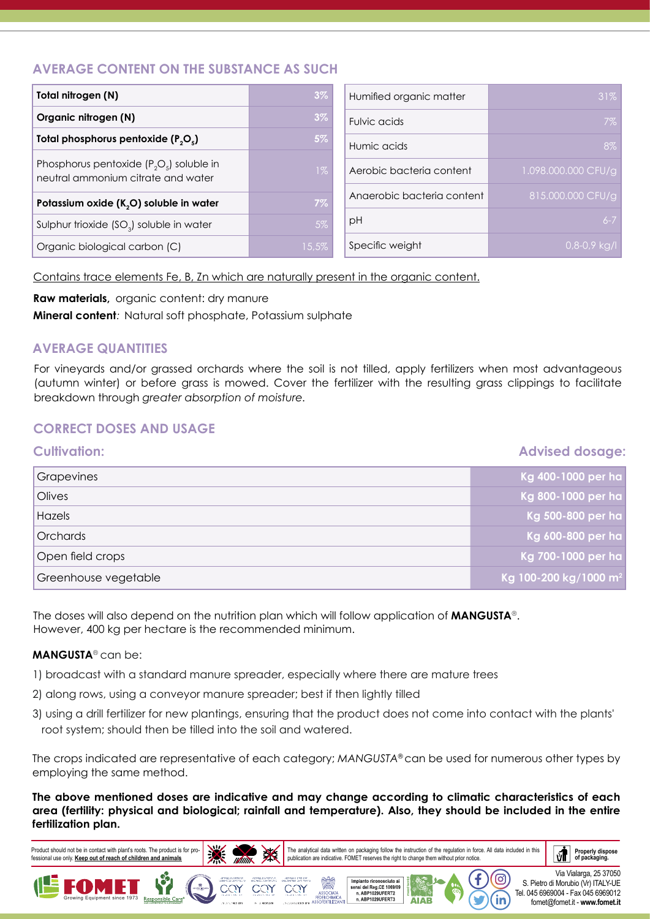## AVERAGE CONTENT ON THE SUBSTANCE AS SUCH

| | |
|---|---|
| **Total nitrogen (N)** | **3%** |
| **Organic nitrogen (N)** | **3%** |
| **Total phosphorus pentoxide ($P_2O_5$)** | **5%** |
| Phosphorus pentoxide ($P_2O_5$) soluble in neutral ammonium citrate and water | 1% |
| **Potassium oxide ($K_2O$) soluble in water** | **7%** |
| Sulphur trioxide ($SO_3$) soluble in water | 5% |
| Organic biological carbon (C) | 15,5% |

| | |
|---|---|
| Humified organic matter | 31% |
| Fulvic acids | 7% |
| Humic acids | 8% |
| Aerobic bacteria content | 1.098.000.000 CFU/g |
| Anaerobic bacteria content | 815.000.000 CFU/g |
| pH | 6-7 |
| Specific weight | 0,8-0,9 kg/l |

Contains trace elements Fe, B, Zn which are naturally present in the organic content.

**Raw materials,** organic content: dry manure

**Mineral content***:* Natural soft phosphate, Potassium sulphate

## AVERAGE QUANTITIES

For vineyards and/or grassed orchards where the soil is not tilled, apply fertilizers when most advantageous (autumn winter) or before grass is mowed. Cover the fertilizer with the resulting grass clippings to facilitate breakdown through *greater absorption of moisture.*

## CORRECT DOSES AND USAGE

| Cultivation: | Advised dosage: |
|---|---|
| Grapevines | Kg 400-1000 per ha |
| Olives | Kg 800-1000 per ha |
| Hazels | Kg 500-800 per ha |
| Orchards | Kg 600-800 per ha |
| Open field crops | Kg 700-1000 per ha |
| Greenhouse vegetable | Kg 100-200 kg/1000 m² |

The doses will also depend on the nutrition plan which will follow application of **MANGUSTA**®.
However, 400 kg per hectare is the recommended minimum.

**MANGUSTA**® can be:

1) broadcast with a standard manure spreader, especially where there are mature trees
2) along rows, using a conveyor manure spreader; best if then lightly tilled
3) using a drill fertilizer for new plantings, ensuring that the product does not come into contact with the plants' root system; should then be tilled into the soil and watered.

The crops indicated are representative of each category; *MANGUSTA®* can be used for numerous other types by employing the same method.

**The above mentioned doses are indicative and may change according to climatic characteristics of each area (fertility: physical and biological; rainfall and temperature). Also, they should be included in the entire fertilization plan.**

Product should not be in contact with plant's roots. The product is for professional use only. **Keep out of reach of children and animals**

The analytical data written on packaging follow the instruction of the regulation in force. All data included in this publication are indicative. FOMET reserves the right to change them without prior notice.

**Properly dispose of packaging.**

Impianto riconosciuto ai sensi del Reg.CE 1069/09 n. ABP1029UFERT2 n. ABP1029UFERT3

FOMET Growing Equipment since 1973

Via Vialarga, 25 37050
S. Pietro di Morubio (Vr) ITALY-UE
Tel. 045 6969004 - Fax 045 6969012
fomet@fomet.it - **www.fomet.it**